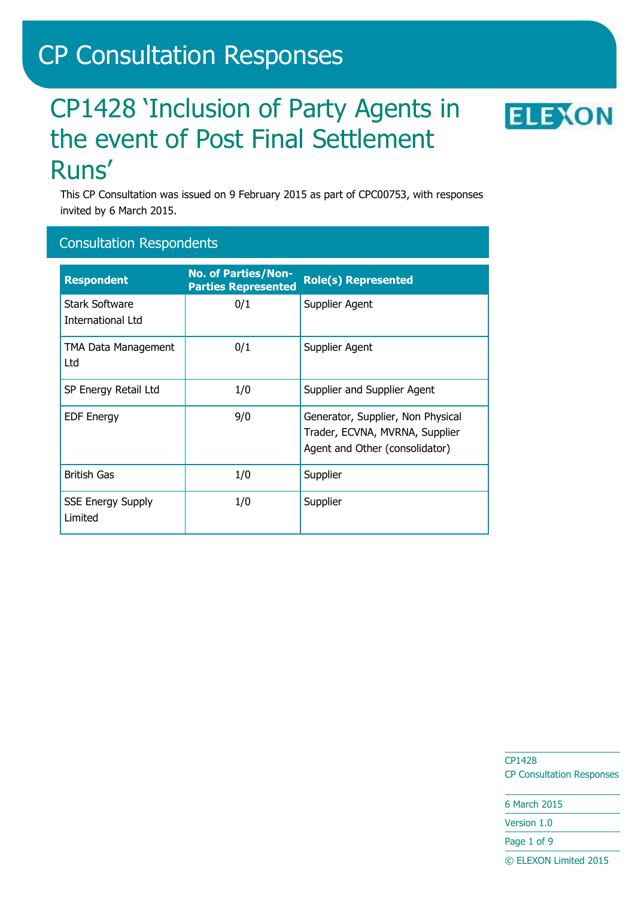# CP Consultation Responses

## CP1428 'Inclusion of Party Agents in the event of Post Final Settlement Runs'

This CP Consultation was issued on 9 February 2015 as part of CPC00753, with responses invited by 6 March 2015.

### Consultation Respondents

| Respondent | No. of Parties/Non-Parties Represented | Role(s) Represented |
|---|---|---|
| Stark Software International Ltd | 0/1 | Supplier Agent |
| TMA Data Management Ltd | 0/1 | Supplier Agent |
| SP Energy Retail Ltd | 1/0 | Supplier and Supplier Agent |
| EDF Energy | 9/0 | Generator, Supplier, Non Physical Trader, ECVNA, MVRNA, Supplier Agent and Other (consolidator) |
| British Gas | 1/0 | Supplier |
| SSE Energy Supply Limited | 1/0 | Supplier |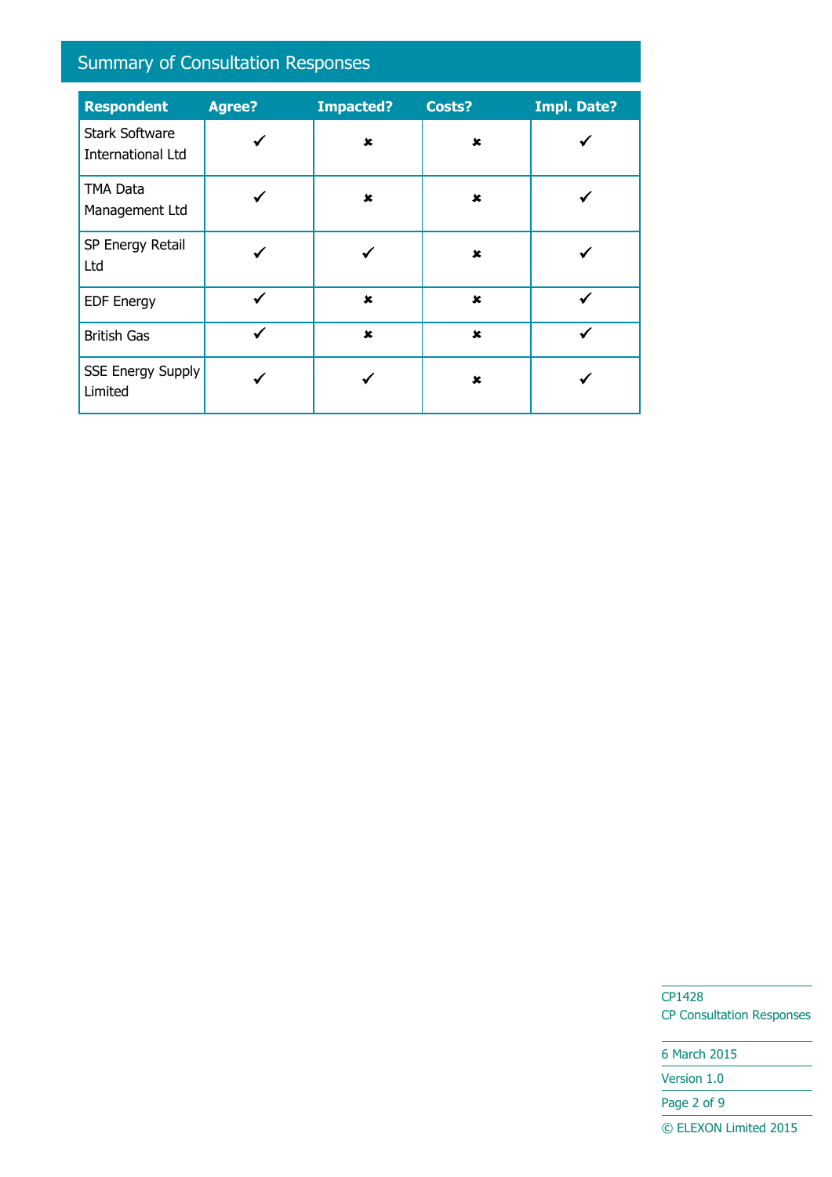## Summary of Consultation Responses

| Respondent | Agree? | Impacted? | Costs? | Impl. Date? |
|---|---|---|---|---|
| Stark Software International Ltd | ✔ | ✘ | ✘ | ✔ |
| TMA Data Management Ltd | ✔ | ✘ | ✘ | ✔ |
| SP Energy Retail Ltd | ✔ | ✔ | ✘ | ✔ |
| EDF Energy | ✔ | ✘ | ✘ | ✔ |
| British Gas | ✔ | ✘ | ✘ | ✔ |
| SSE Energy Supply Limited | ✔ | ✔ | ✘ | ✔ |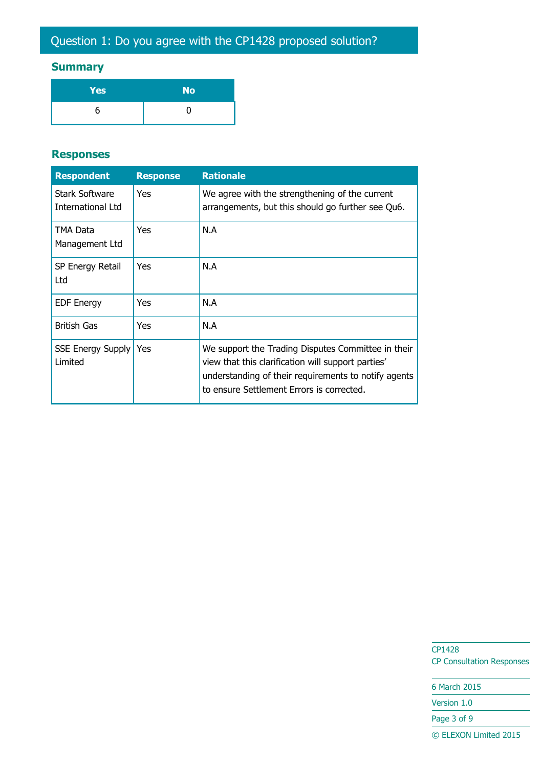## Question 1: Do you agree with the CP1428 proposed solution?

### Summary

| Yes | No |
|---|---|
| 6 | 0 |

### Responses

| Respondent | Response | Rationale |
|---|---|---|
| Stark Software International Ltd | Yes | We agree with the strengthening of the current arrangements, but this should go further see Qu6. |
| TMA Data Management Ltd | Yes | N.A |
| SP Energy Retail Ltd | Yes | N.A |
| EDF Energy | Yes | N.A |
| British Gas | Yes | N.A |
| SSE Energy Supply Limited | Yes | We support the Trading Disputes Committee in their view that this clarification will support parties' understanding of their requirements to notify agents to ensure Settlement Errors is corrected. |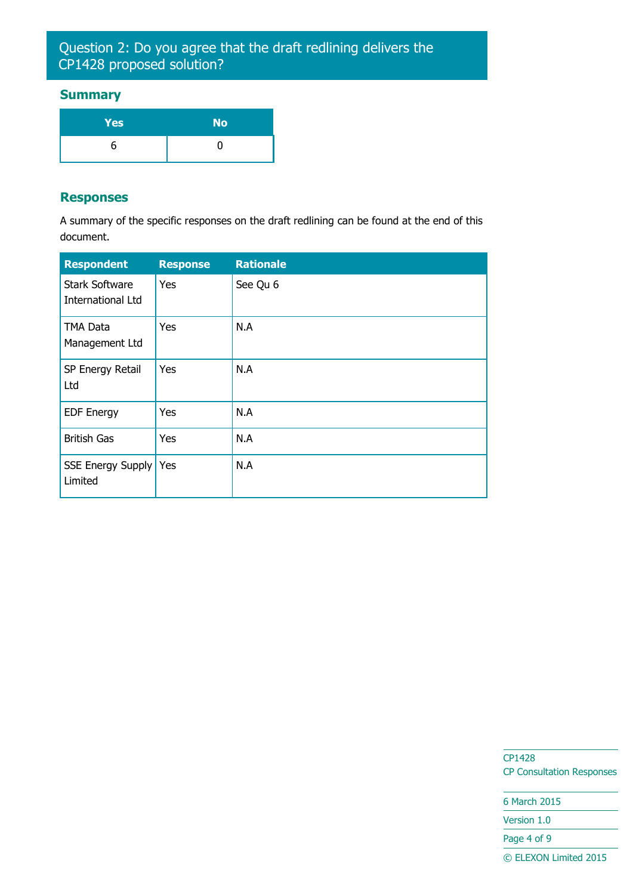## Question 2: Do you agree that the draft redlining delivers the CP1428 proposed solution?

### Summary

| Yes | No |
|---|---|
| 6 | 0 |

### Responses

A summary of the specific responses on the draft redlining can be found at the end of this document.

| Respondent | Response | Rationale |
|---|---|---|
| Stark Software International Ltd | Yes | See Qu 6 |
| TMA Data Management Ltd | Yes | N.A |
| SP Energy Retail Ltd | Yes | N.A |
| EDF Energy | Yes | N.A |
| British Gas | Yes | N.A |
| SSE Energy Supply Limited | Yes | N.A |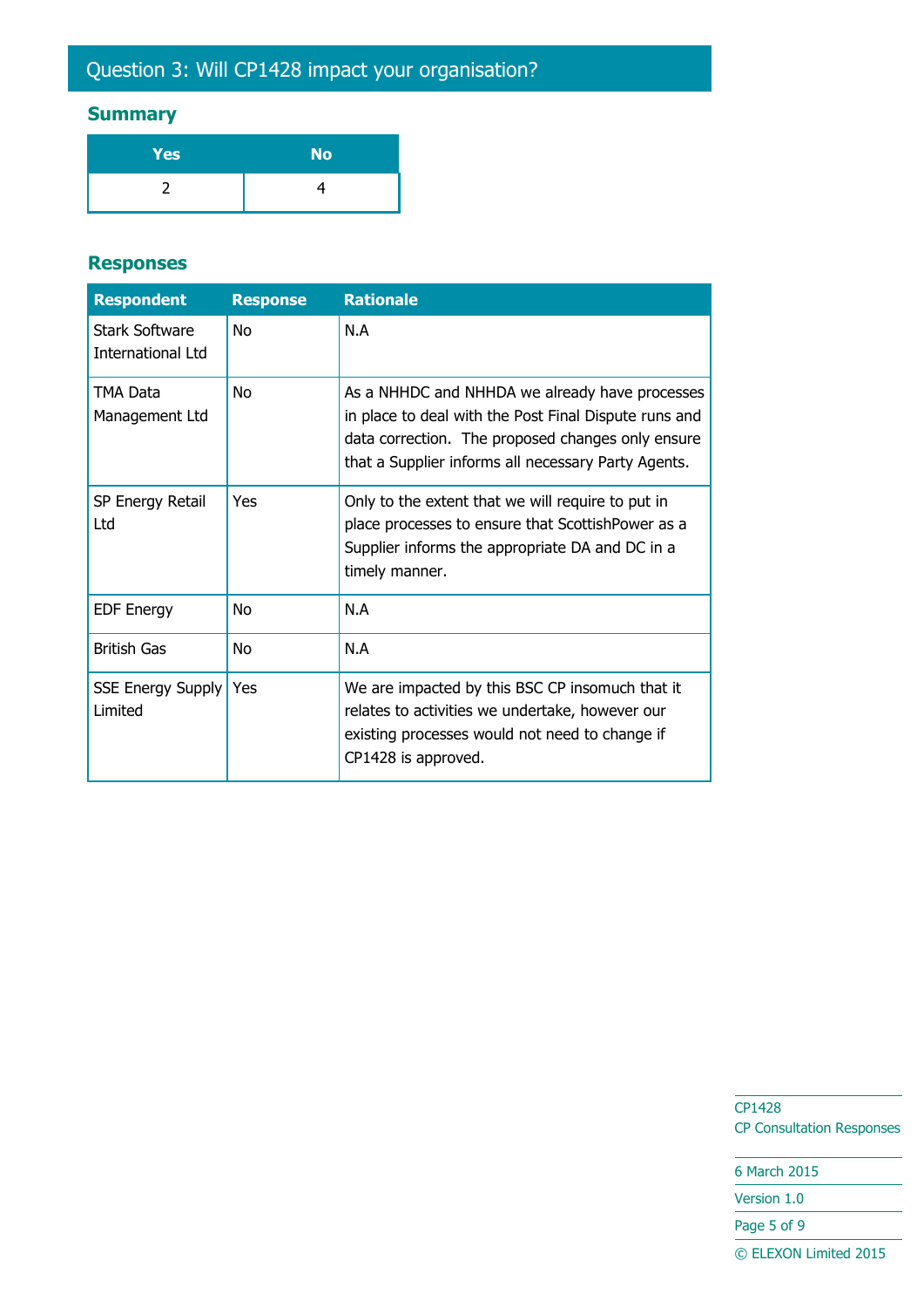## Question 3: Will CP1428 impact your organisation?

### Summary

| Yes | No |
|---|---|
| 2 | 4 |

### Responses

| Respondent | Response | Rationale |
|---|---|---|
| Stark Software International Ltd | No | N.A |
| TMA Data Management Ltd | No | As a NHHDC and NHHDA we already have processes in place to deal with the Post Final Dispute runs and data correction. The proposed changes only ensure that a Supplier informs all necessary Party Agents. |
| SP Energy Retail Ltd | Yes | Only to the extent that we will require to put in place processes to ensure that ScottishPower as a Supplier informs the appropriate DA and DC in a timely manner. |
| EDF Energy | No | N.A |
| British Gas | No | N.A |
| SSE Energy Supply Limited | Yes | We are impacted by this BSC CP insomuch that it relates to activities we undertake, however our existing processes would not need to change if CP1428 is approved. |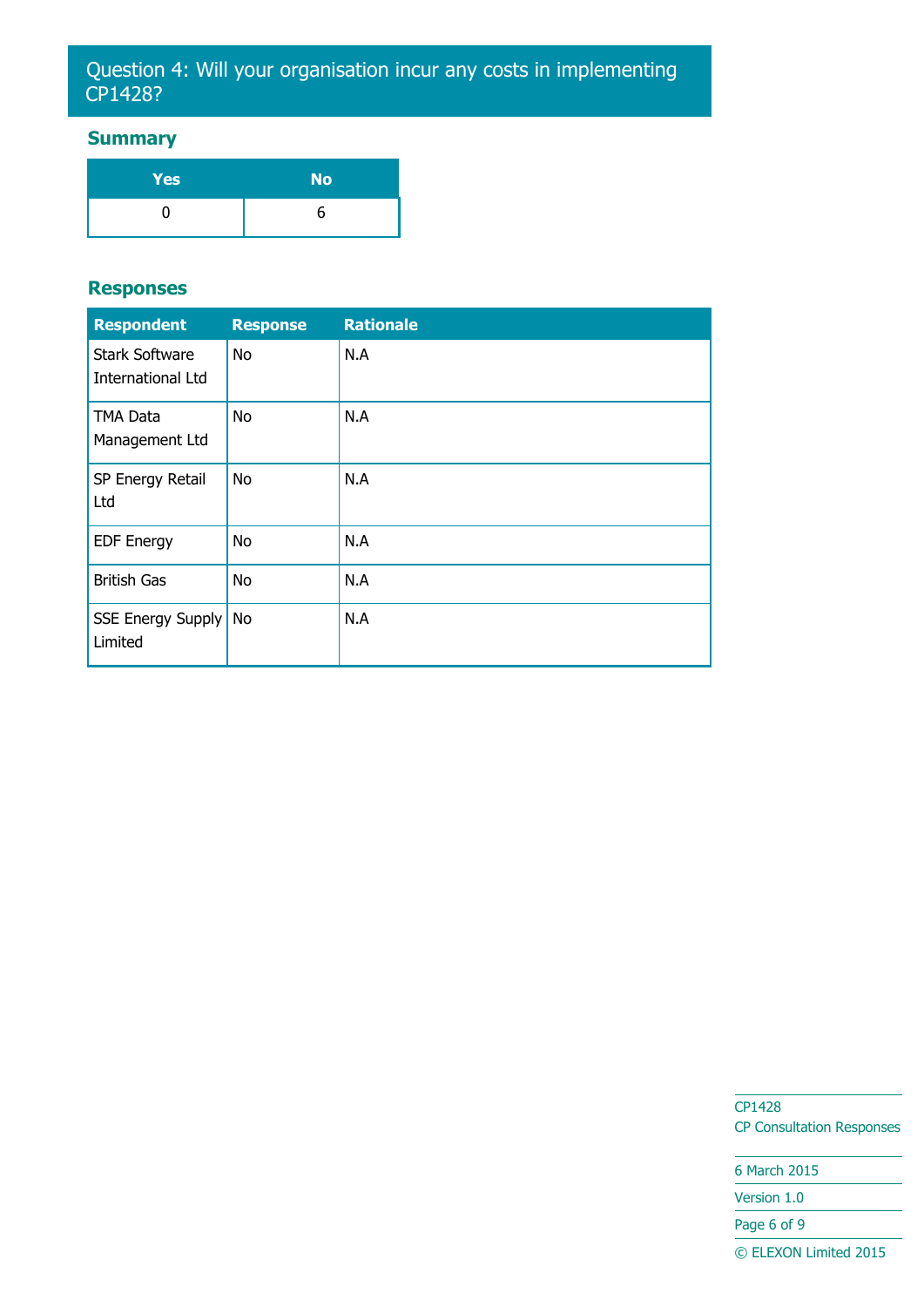## Question 4: Will your organisation incur any costs in implementing CP1428?

### Summary

| Yes | No |
|---|---|
| 0 | 6 |

### Responses

| Respondent | Response | Rationale |
|---|---|---|
| Stark Software International Ltd | No | N.A |
| TMA Data Management Ltd | No | N.A |
| SP Energy Retail Ltd | No | N.A |
| EDF Energy | No | N.A |
| British Gas | No | N.A |
| SSE Energy Supply Limited | No | N.A |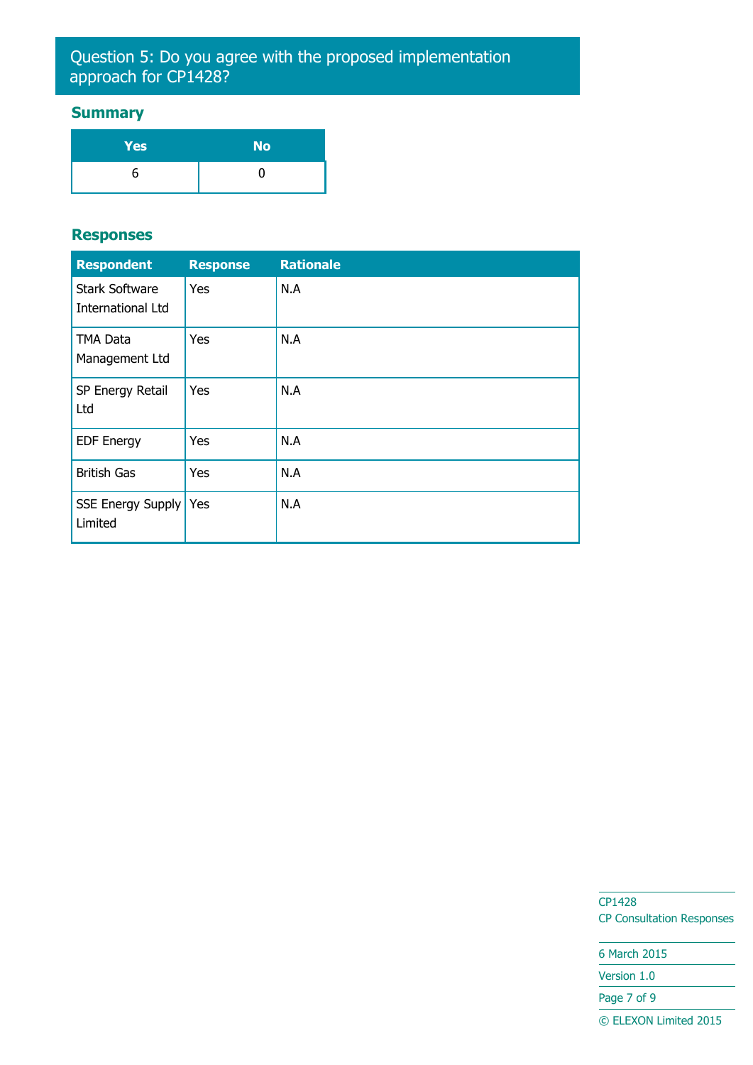## Question 5: Do you agree with the proposed implementation approach for CP1428?

### Summary

| Yes | No |
|---|---|
| 6 | 0 |

### Responses

| Respondent | Response | Rationale |
|---|---|---|
| Stark Software International Ltd | Yes | N.A |
| TMA Data Management Ltd | Yes | N.A |
| SP Energy Retail Ltd | Yes | N.A |
| EDF Energy | Yes | N.A |
| British Gas | Yes | N.A |
| SSE Energy Supply Limited | Yes | N.A |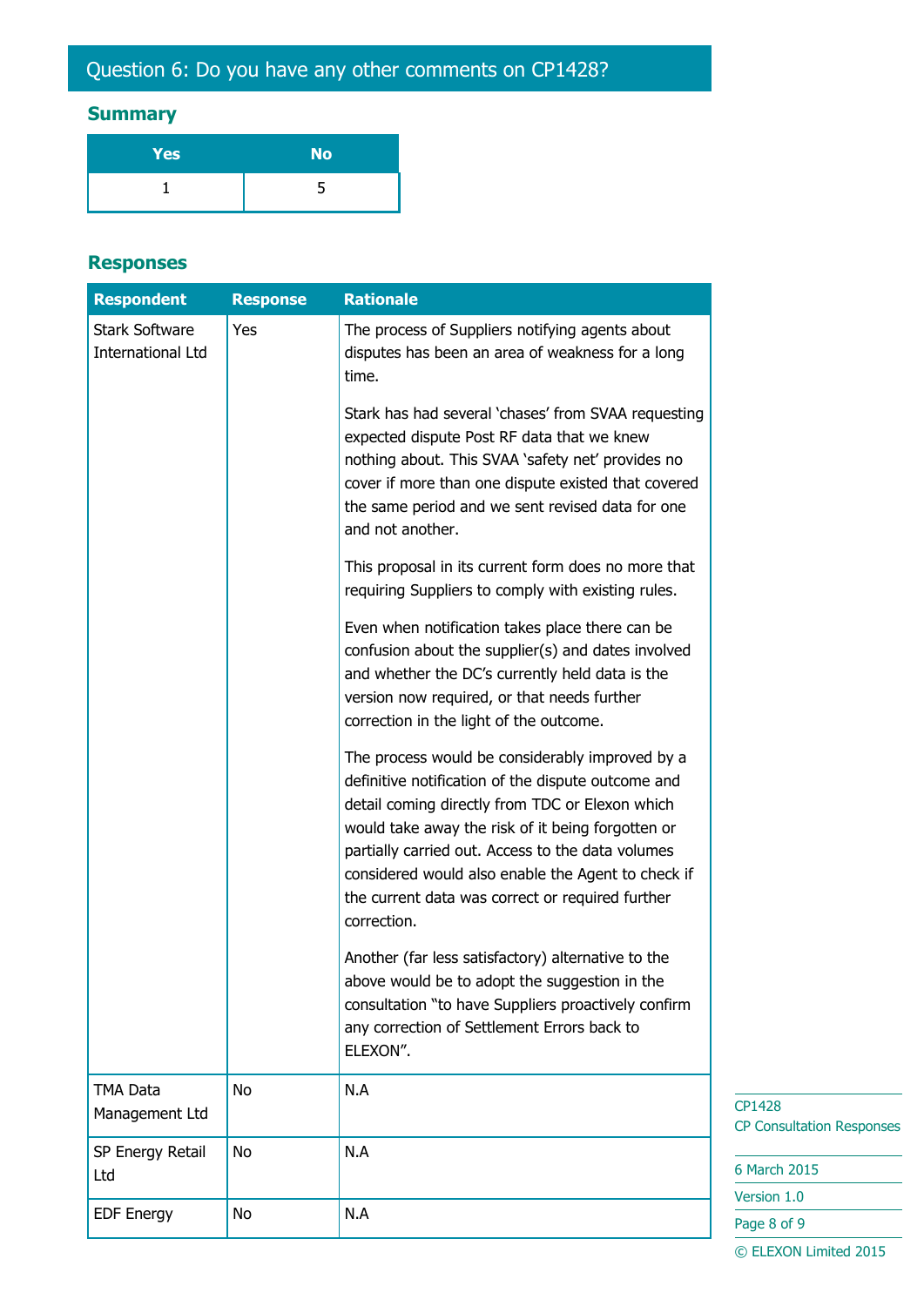## Question 6: Do you have any other comments on CP1428?

### Summary

| Yes | No |
|---|---|
| 1 | 5 |

### Responses

| Respondent | Response | Rationale |
|---|---|---|
| Stark Software International Ltd | Yes | The process of Suppliers notifying agents about disputes has been an area of weakness for a long time.<br><br>Stark has had several 'chases' from SVAA requesting expected dispute Post RF data that we knew nothing about. This SVAA 'safety net' provides no cover if more than one dispute existed that covered the same period and we sent revised data for one and not another.<br><br>This proposal in its current form does no more that requiring Suppliers to comply with existing rules.<br><br>Even when notification takes place there can be confusion about the supplier(s) and dates involved and whether the DC's currently held data is the version now required, or that needs further correction in the light of the outcome.<br><br>The process would be considerably improved by a definitive notification of the dispute outcome and detail coming directly from TDC or Elexon which would take away the risk of it being forgotten or partially carried out. Access to the data volumes considered would also enable the Agent to check if the current data was correct or required further correction.<br><br>Another (far less satisfactory) alternative to the above would be to adopt the suggestion in the consultation "to have Suppliers proactively confirm any correction of Settlement Errors back to ELEXON". |
| TMA Data Management Ltd | No | N.A |
| SP Energy Retail Ltd | No | N.A |
| EDF Energy | No | N.A |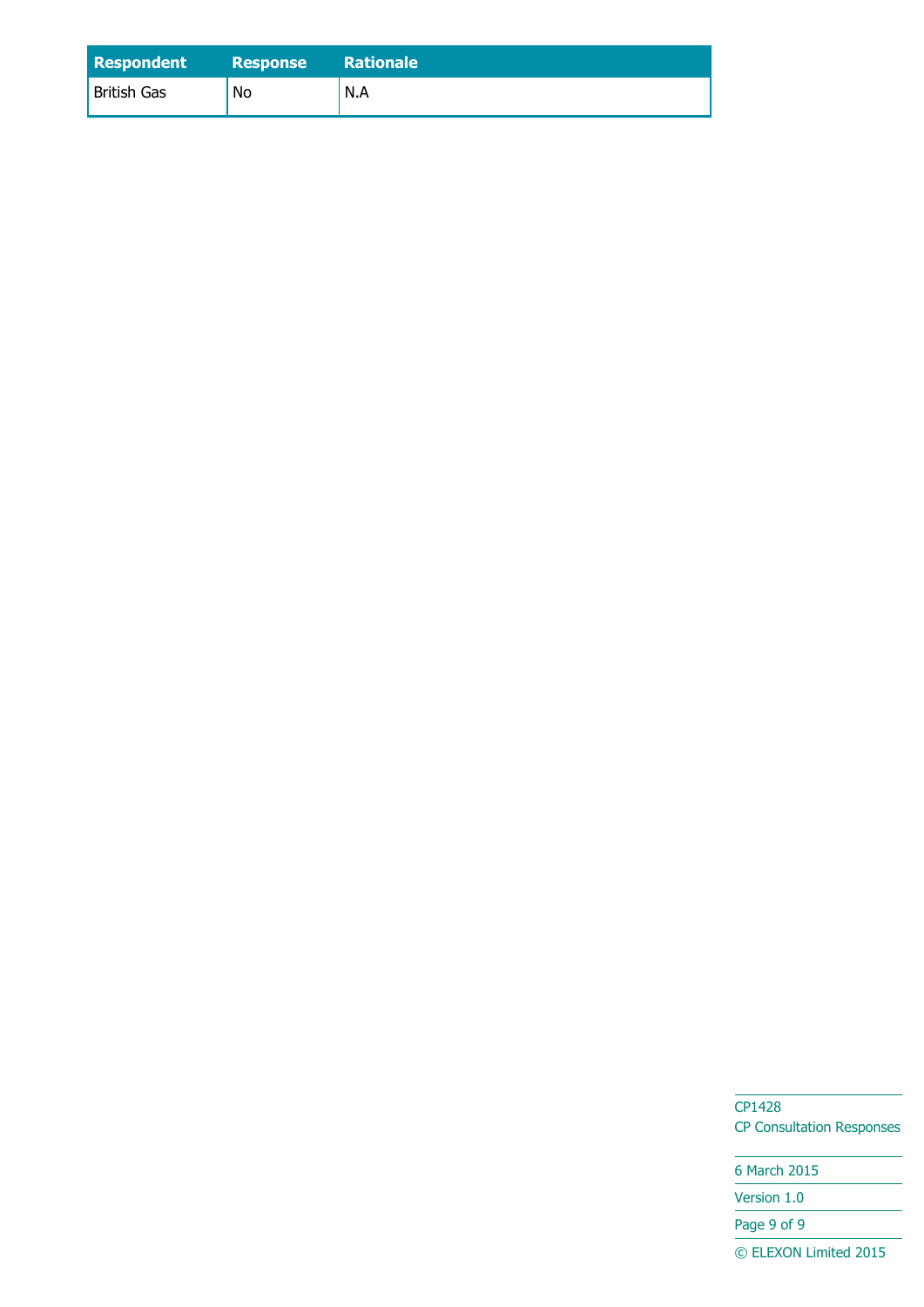| Respondent | Response | Rationale |
| --- | --- | --- |
| British Gas | No | N.A |